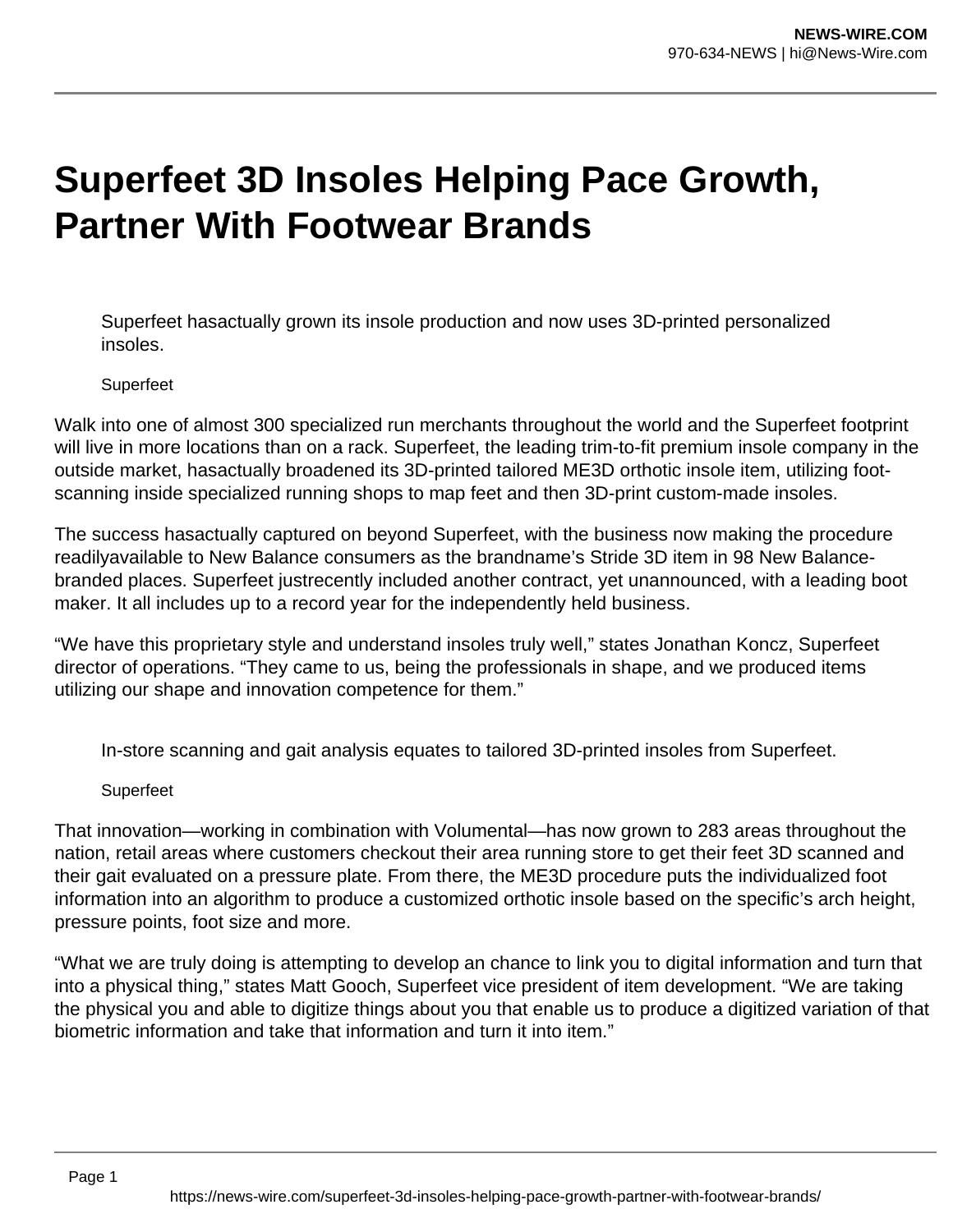# Superfeet 3D Insoles Helping Pace Growth, Partner With Footwear Brands

Superfeet hasactually grown its insole production and now uses 3D-printed personalized insoles.

Superfeet

Walk into one of almost 300 specialized run merchants throughout the world and the Superfeet footprint will live in more locations than on a rack. Superfeet, the leading trim-to-fit premium insole company in the outside market, hasactually broadened its 3D-printed tailored ME3D orthotic insole item, utilizing foot-scanning inside specialized running shops to map feet and then 3D-print custom-made insoles.

The success hasactually captured on beyond Superfeet, with the business now making the procedure readilyavailable to New Balance consumers as the brandname's Stride 3D item in 98 New Balance-branded places. Superfeet justrecently included another contract, yet unannounced, with a leading boot maker. It all includes up to a record year for the independently held business.

"We have this proprietary style and understand insoles truly well," states Jonathan Koncz, Superfeet director of operations. "They came to us, being the professionals in shape, and we produced items utilizing our shape and innovation competence for them."

In-store scanning and gait analysis equates to tailored 3D-printed insoles from Superfeet.

Superfeet

That innovation—working in combination with Volumental—has now grown to 283 areas throughout the nation, retail areas where customers checkout their area running store to get their feet 3D scanned and their gait evaluated on a pressure plate. From there, the ME3D procedure puts the individualized foot information into an algorithm to produce a customized orthotic insole based on the specific's arch height, pressure points, foot size and more.

"What we are truly doing is attempting to develop an chance to link you to digital information and turn that into a physical thing," states Matt Gooch, Superfeet vice president of item development. "We are taking the physical you and able to digitize things about you that enable us to produce a digitized variation of that biometric information and take that information and turn it into item."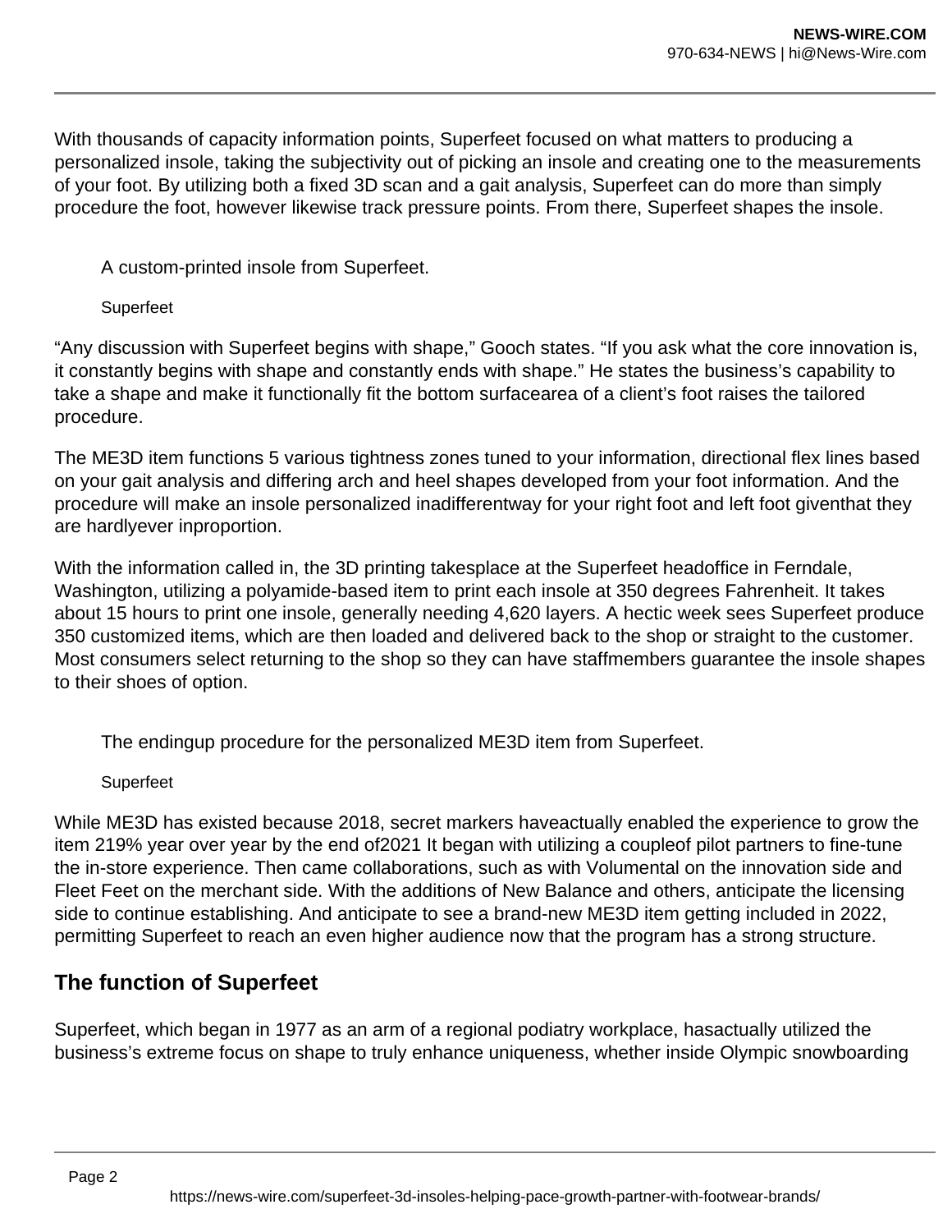With thousands of capacity information points, Superfeet focused on what matters to producing a personalized insole, taking the subjectivity out of picking an insole and creating one to the measurements of your foot. By utilizing both a fixed 3D scan and a gait analysis, Superfeet can do more than simply procedure the foot, however likewise track pressure points. From there, Superfeet shapes the insole.

A custom-printed insole from Superfeet.

Superfeet

“Any discussion with Superfeet begins with shape,” Gooch states. “If you ask what the core innovation is, it constantly begins with shape and constantly ends with shape.” He states the business’s capability to take a shape and make it functionally fit the bottom surfacearea of a client’s foot raises the tailored procedure.

The ME3D item functions 5 various tightness zones tuned to your information, directional flex lines based on your gait analysis and differing arch and heel shapes developed from your foot information. And the procedure will make an insole personalized inadifferentway for your right foot and left foot giventhat they are hardlyever inproportion.

With the information called in, the 3D printing takesplace at the Superfeet headoffice in Ferndale, Washington, utilizing a polyamide-based item to print each insole at 350 degrees Fahrenheit. It takes about 15 hours to print one insole, generally needing 4,620 layers. A hectic week sees Superfeet produce 350 customized items, which are then loaded and delivered back to the shop or straight to the customer. Most consumers select returning to the shop so they can have staffmembers guarantee the insole shapes to their shoes of option.

The endingup procedure for the personalized ME3D item from Superfeet.

Superfeet

While ME3D has existed because 2018, secret markers haveactually enabled the experience to grow the item 219% year over year by the end of2021 It began with utilizing a coupleof pilot partners to fine-tune the in-store experience. Then came collaborations, such as with Volumental on the innovation side and Fleet Feet on the merchant side. With the additions of New Balance and others, anticipate the licensing side to continue establishing. And anticipate to see a brand-new ME3D item getting included in 2022, permitting Superfeet to reach an even higher audience now that the program has a strong structure.

## The function of Superfeet

Superfeet, which began in 1977 as an arm of a regional podiatry workplace, hasactually utilized the business’s extreme focus on shape to truly enhance uniqueness, whether inside Olympic snowboarding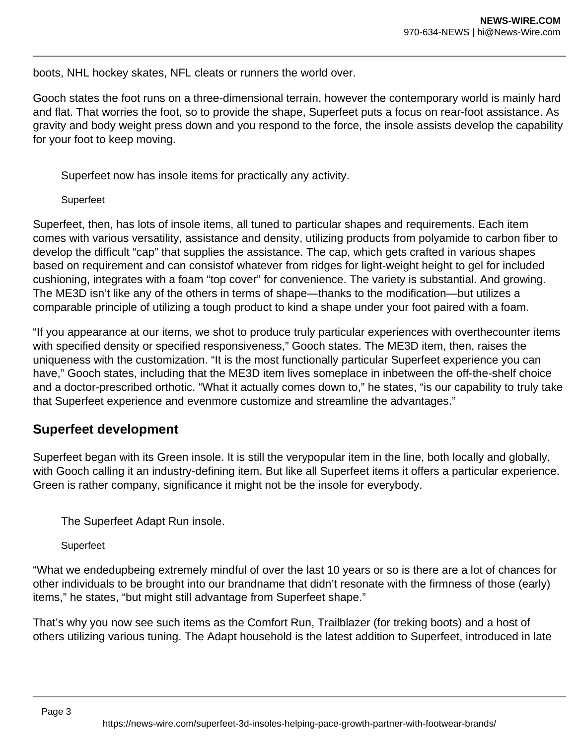boots, NHL hockey skates, NFL cleats or runners the world over.

Gooch states the foot runs on a three-dimensional terrain, however the contemporary world is mainly hard and flat. That worries the foot, so to provide the shape, Superfeet puts a focus on rear-foot assistance. As gravity and body weight press down and you respond to the force, the insole assists develop the capability for your foot to keep moving.

Superfeet now has insole items for practically any activity.

Superfeet

Superfeet, then, has lots of insole items, all tuned to particular shapes and requirements. Each item comes with various versatility, assistance and density, utilizing products from polyamide to carbon fiber to develop the difficult "cap" that supplies the assistance. The cap, which gets crafted in various shapes based on requirement and can consistof whatever from ridges for light-weight height to gel for included cushioning, integrates with a foam "top cover" for convenience. The variety is substantial. And growing. The ME3D isn't like any of the others in terms of shape—thanks to the modification—but utilizes a comparable principle of utilizing a tough product to kind a shape under your foot paired with a foam.

"If you appearance at our items, we shot to produce truly particular experiences with overthecounter items with specified density or specified responsiveness," Gooch states. The ME3D item, then, raises the uniqueness with the customization. "It is the most functionally particular Superfeet experience you can have," Gooch states, including that the ME3D item lives someplace in inbetween the off-the-shelf choice and a doctor-prescribed orthotic. "What it actually comes down to," he states, "is our capability to truly take that Superfeet experience and evenmore customize and streamline the advantages."

## Superfeet development

Superfeet began with its Green insole. It is still the verypopular item in the line, both locally and globally, with Gooch calling it an industry-defining item. But like all Superfeet items it offers a particular experience. Green is rather company, significance it might not be the insole for everybody.

The Superfeet Adapt Run insole.

Superfeet

"What we endedupbeing extremely mindful of over the last 10 years or so is there are a lot of chances for other individuals to be brought into our brandname that didn't resonate with the firmness of those (early) items," he states, "but might still advantage from Superfeet shape."

That's why you now see such items as the Comfort Run, Trailblazer (for treking boots) and a host of others utilizing various tuning. The Adapt household is the latest addition to Superfeet, introduced in late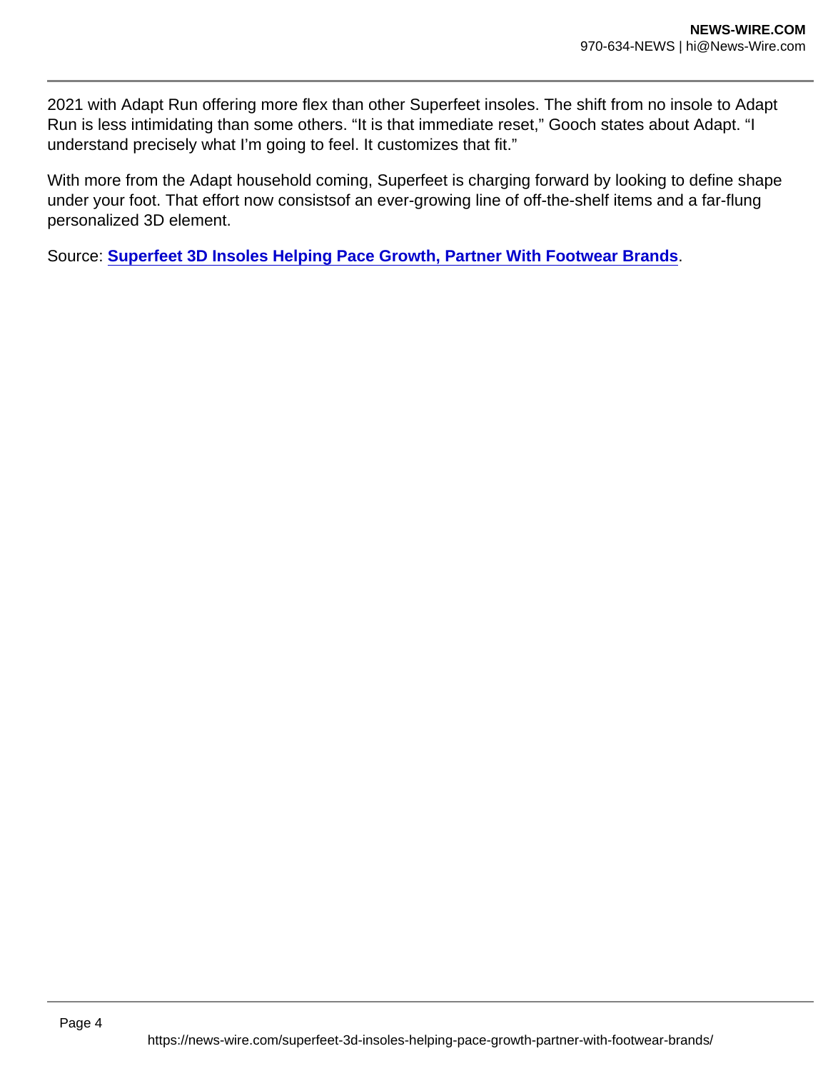2021 with Adapt Run offering more flex than other Superfeet insoles. The shift from no insole to Adapt Run is less intimidating than some others. “It is that immediate reset,” Gooch states about Adapt. “I understand precisely what I’m going to feel. It customizes that fit.”

With more from the Adapt household coming, Superfeet is charging forward by looking to define shape under your foot. That effort now consistsof an ever-growing line of off-the-shelf items and a far-flung personalized 3D element.

Source: **[Superfeet 3D Insoles Helping Pace Growth, Partner With Footwear Brands](https://news-wire.com/superfeet-3d-insoles-helping-pace-growth-partner-with-footwear-brands/)**.